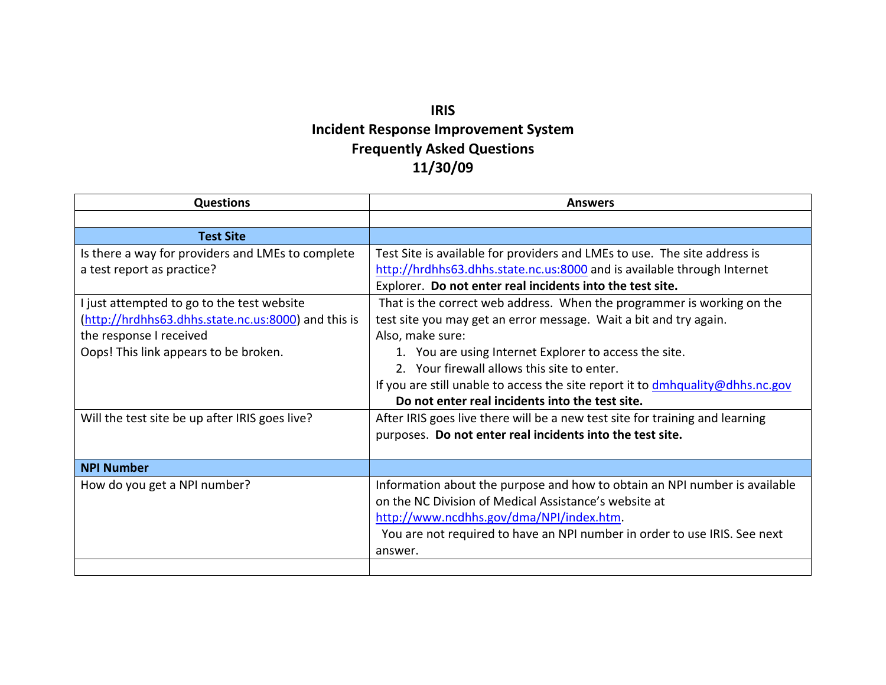# IRIS
## Incident Response Improvement System
## Frequently Asked Questions
## 11/30/09

| Questions | Answers |
|---|---|
| | |
| **Test Site** | |
| Is there a way for providers and LMEs to complete a test report as practice? | Test Site is available for providers and LMEs to use. The site address is http://hrdhhs63.dhhs.state.nc.us:8000 and is available through Internet Explorer. **Do not enter real incidents into the test site.** |
| I just attempted to go to the test website (http://hrdhhs63.dhhs.state.nc.us:8000) and this is the response I received<br>Oops! This link appears to be broken. | That is the correct web address. When the programmer is working on the test site you may get an error message. Wait a bit and try again.<br>Also, make sure:<br>1. You are using Internet Explorer to access the site.<br>2. Your firewall allows this site to enter.<br>If you are still unable to access the site report it to dmhquality@dhhs.nc.gov<br>**Do not enter real incidents into the test site.** |
| Will the test site be up after IRIS goes live? | After IRIS goes live there will be a new test site for training and learning purposes. **Do not enter real incidents into the test site.** |
| **NPI Number** | |
| How do you get a NPI number? | Information about the purpose and how to obtain an NPI number is available on the NC Division of Medical Assistance's website at http://www.ncdhhs.gov/dma/NPI/index.htm.<br>You are not required to have an NPI number in order to use IRIS. See next answer. |
| | |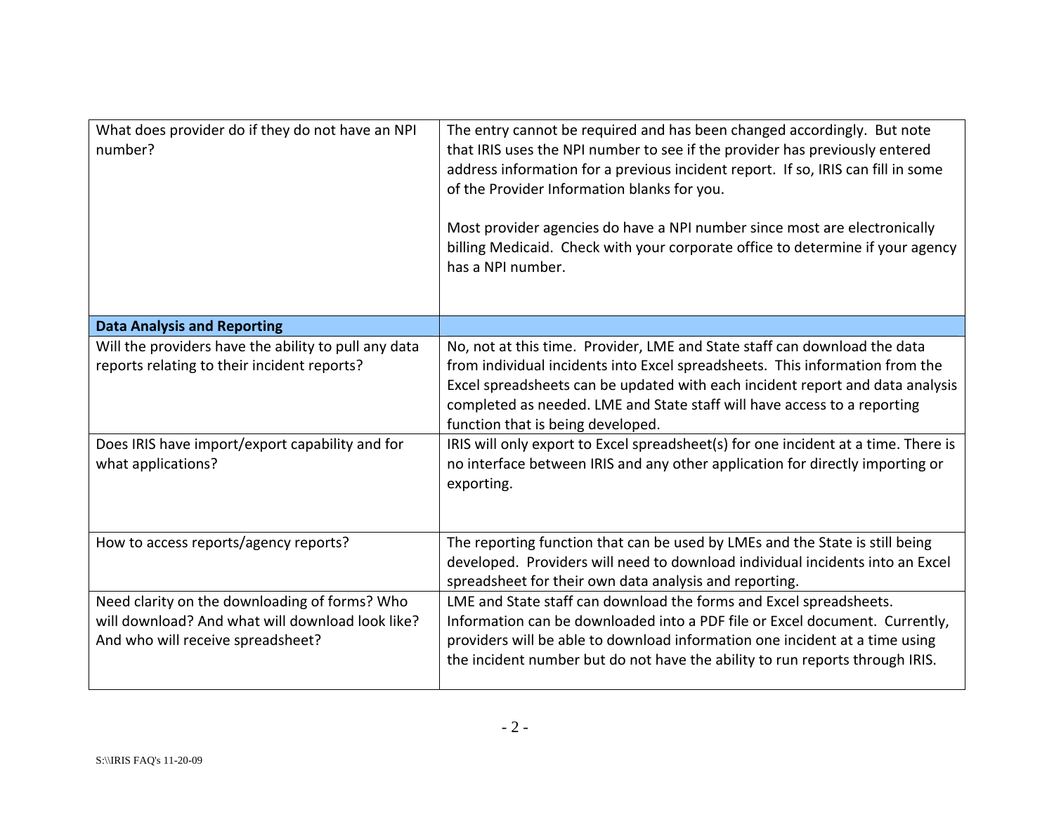| | |
|---|---|
| What does provider do if they do not have an NPI number? | The entry cannot be required and has been changed accordingly. But note that IRIS uses the NPI number to see if the provider has previously entered address information for a previous incident report. If so, IRIS can fill in some of the Provider Information blanks for you.<br><br>Most provider agencies do have a NPI number since most are electronically billing Medicaid. Check with your corporate office to determine if your agency has a NPI number. |
| **Data Analysis and Reporting** | |
| Will the providers have the ability to pull any data reports relating to their incident reports? | No, not at this time. Provider, LME and State staff can download the data from individual incidents into Excel spreadsheets. This information from the Excel spreadsheets can be updated with each incident report and data analysis completed as needed. LME and State staff will have access to a reporting function that is being developed. |
| Does IRIS have import/export capability and for what applications? | IRIS will only export to Excel spreadsheet(s) for one incident at a time. There is no interface between IRIS and any other application for directly importing or exporting. |
| How to access reports/agency reports? | The reporting function that can be used by LMEs and the State is still being developed. Providers will need to download individual incidents into an Excel spreadsheet for their own data analysis and reporting. |
| Need clarity on the downloading of forms? Who will download? And what will download look like? And who will receive spreadsheet? | LME and State staff can download the forms and Excel spreadsheets. Information can be downloaded into a PDF file or Excel document. Currently, providers will be able to download information one incident at a time using the incident number but do not have the ability to run reports through IRIS. |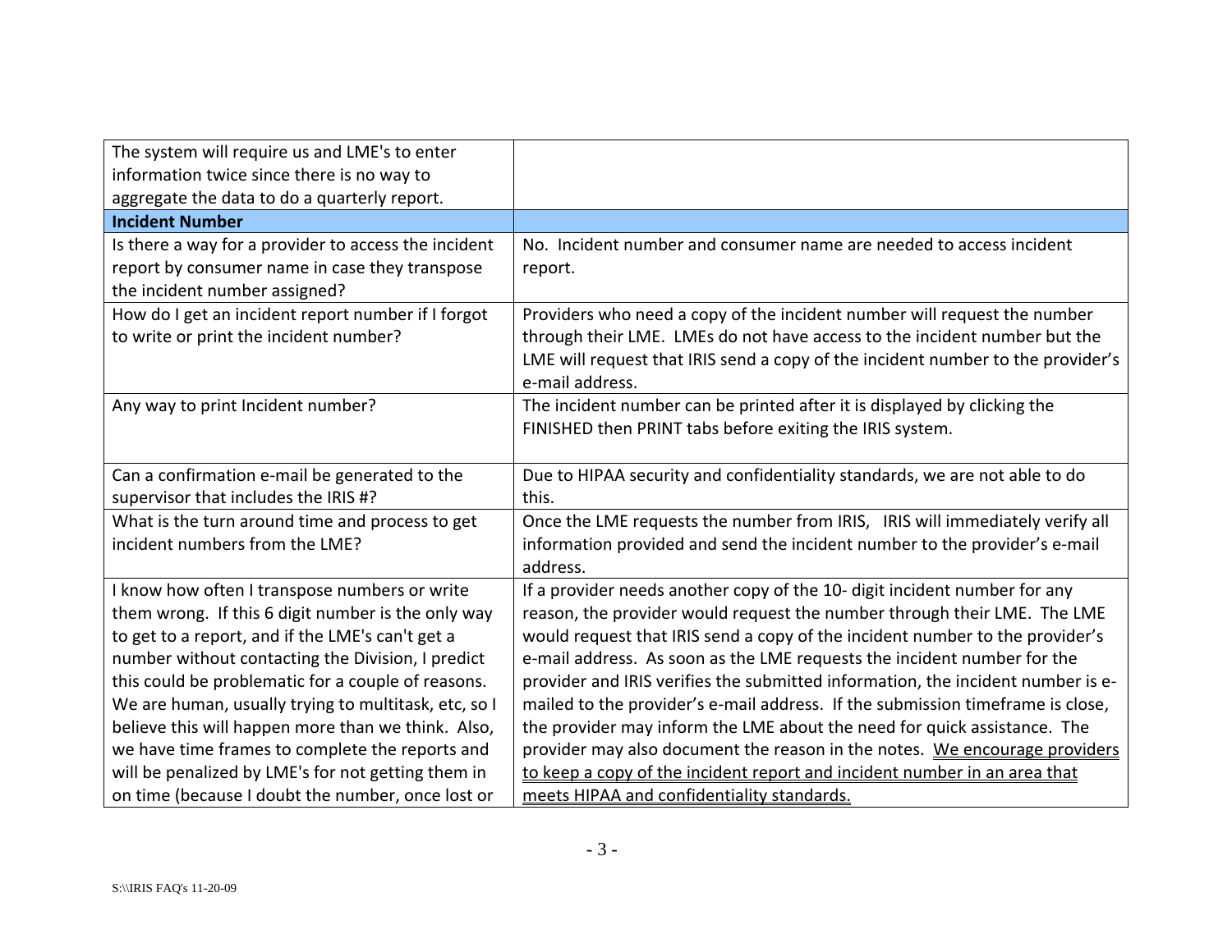| | |
|---|---|
| The system will require us and LME's to enter information twice since there is no way to aggregate the data to do a quarterly report. | |
| **Incident Number** | |
| Is there a way for a provider to access the incident report by consumer name in case they transpose the incident number assigned? | No. Incident number and consumer name are needed to access incident report. |
| How do I get an incident report number if I forgot to write or print the incident number? | Providers who need a copy of the incident number will request the number through their LME. LMEs do not have access to the incident number but the LME will request that IRIS send a copy of the incident number to the provider's e-mail address. |
| Any way to print Incident number? | The incident number can be printed after it is displayed by clicking the FINISHED then PRINT tabs before exiting the IRIS system. |
| Can a confirmation e-mail be generated to the supervisor that includes the IRIS #? | Due to HIPAA security and confidentiality standards, we are not able to do this. |
| What is the turn around time and process to get incident numbers from the LME? | Once the LME requests the number from IRIS, IRIS will immediately verify all information provided and send the incident number to the provider's e-mail address. |
| I know how often I transpose numbers or write them wrong. If this 6 digit number is the only way to get to a report, and if the LME's can't get a number without contacting the Division, I predict this could be problematic for a couple of reasons. We are human, usually trying to multitask, etc, so I believe this will happen more than we think. Also, we have time frames to complete the reports and will be penalized by LME's for not getting them in on time (because I doubt the number, once lost or | If a provider needs another copy of the 10- digit incident number for any reason, the provider would request the number through their LME. The LME would request that IRIS send a copy of the incident number to the provider's e-mail address. As soon as the LME requests the incident number for the provider and IRIS verifies the submitted information, the incident number is e-mailed to the provider's e-mail address. If the submission timeframe is close, the provider may inform the LME about the need for quick assistance. The provider may also document the reason in the notes. <u>We encourage providers to keep a copy of the incident report and incident number in an area that meets HIPAA and confidentiality standards.</u> |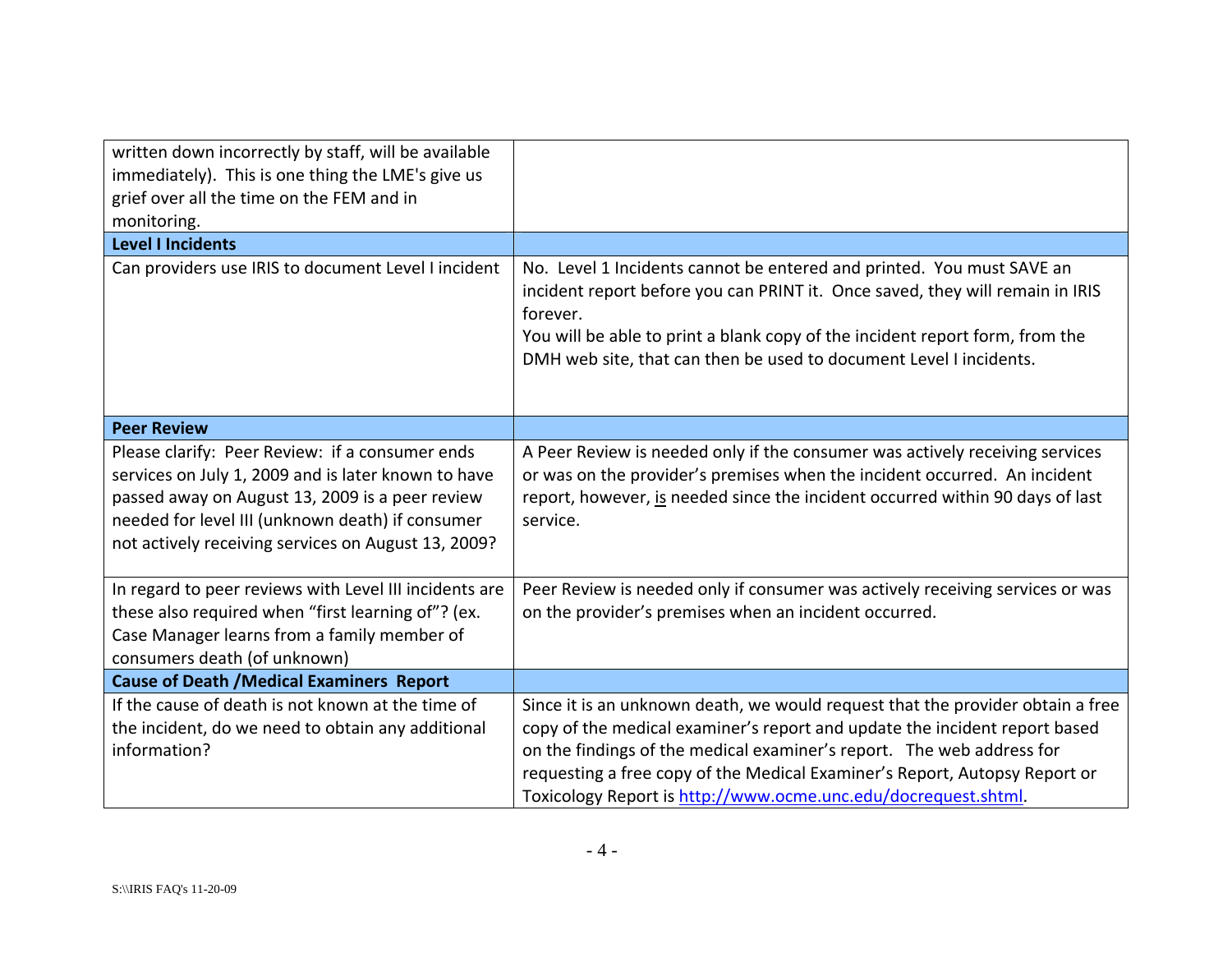| | |
|---|---|
| written down incorrectly by staff, will be available immediately). This is one thing the LME's give us grief over all the time on the FEM and in monitoring. | |
| **Level I Incidents** | |
| Can providers use IRIS to document Level I incident | No. Level 1 Incidents cannot be entered and printed. You must SAVE an incident report before you can PRINT it. Once saved, they will remain in IRIS forever.<br>You will be able to print a blank copy of the incident report form, from the DMH web site, that can then be used to document Level I incidents. |
| **Peer Review** | |
| Please clarify: Peer Review: if a consumer ends services on July 1, 2009 and is later known to have passed away on August 13, 2009 is a peer review needed for level III (unknown death) if consumer not actively receiving services on August 13, 2009? | A Peer Review is needed only if the consumer was actively receiving services or was on the provider's premises when the incident occurred. An incident report, however, <u>is</u> needed since the incident occurred within 90 days of last service. |
| In regard to peer reviews with Level III incidents are these also required when "first learning of"? (ex. Case Manager learns from a family member of consumers death (of unknown) | Peer Review is needed only if consumer was actively receiving services or was on the provider's premises when an incident occurred. |
| **Cause of Death /Medical Examiners Report** | |
| If the cause of death is not known at the time of the incident, do we need to obtain any additional information? | Since it is an unknown death, we would request that the provider obtain a free copy of the medical examiner's report and update the incident report based on the findings of the medical examiner's report. The web address for requesting a free copy of the Medical Examiner's Report, Autopsy Report or Toxicology Report is [http://www.ocme.unc.edu/docrequest.shtml](http://www.ocme.unc.edu/docrequest.shtml). |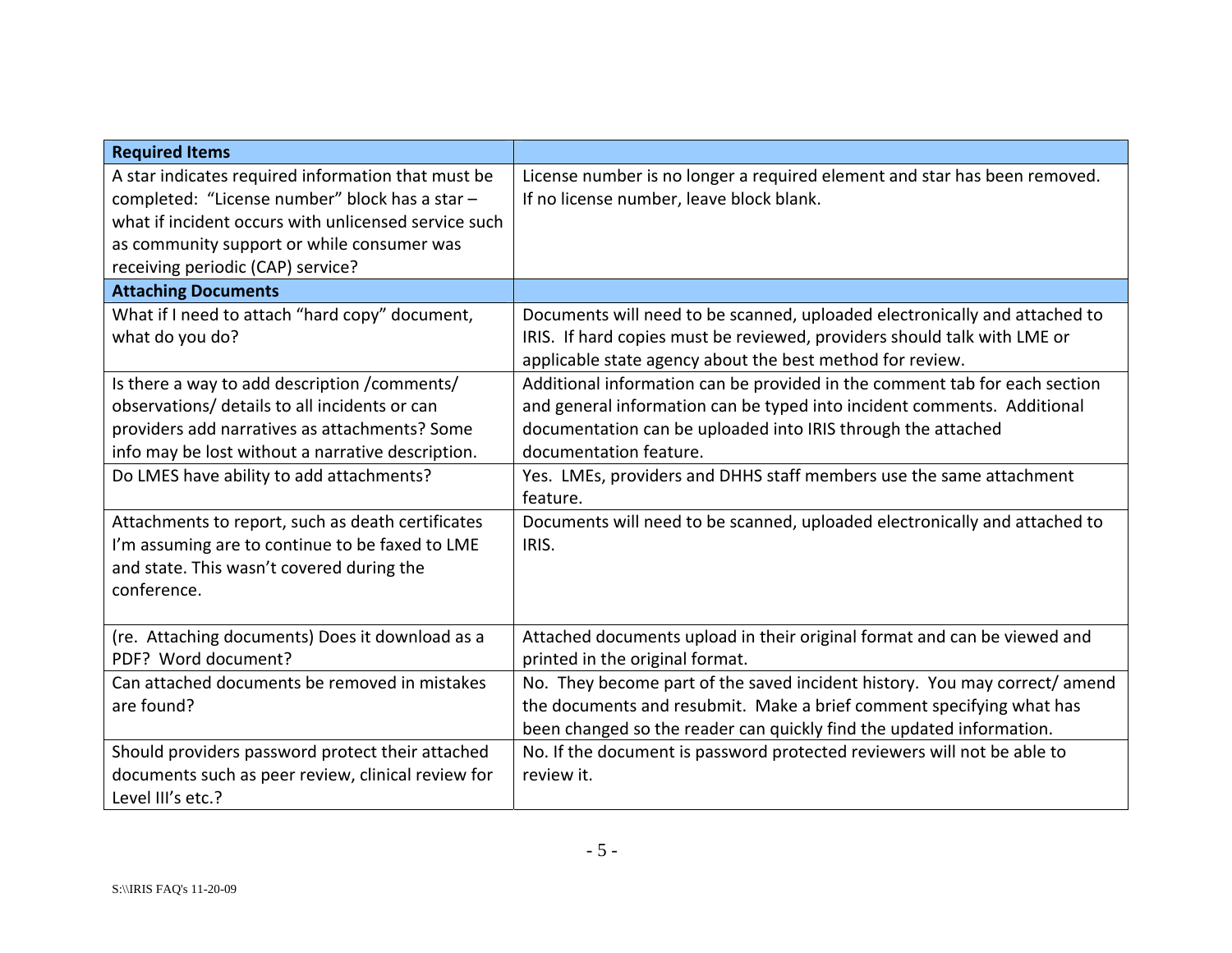| **Required Items** | |
|---|---|
| A star indicates required information that must be completed: "License number" block has a star – what if incident occurs with unlicensed service such as community support or while consumer was receiving periodic (CAP) service? | License number is no longer a required element and star has been removed. If no license number, leave block blank. |
| **Attaching Documents** | |
| What if I need to attach "hard copy" document, what do you do? | Documents will need to be scanned, uploaded electronically and attached to IRIS. If hard copies must be reviewed, providers should talk with LME or applicable state agency about the best method for review. |
| Is there a way to add description /comments/ observations/ details to all incidents or can providers add narratives as attachments? Some info may be lost without a narrative description. | Additional information can be provided in the comment tab for each section and general information can be typed into incident comments. Additional documentation can be uploaded into IRIS through the attached documentation feature. |
| Do LMES have ability to add attachments? | Yes. LMEs, providers and DHHS staff members use the same attachment feature. |
| Attachments to report, such as death certificates I'm assuming are to continue to be faxed to LME and state. This wasn't covered during the conference. | Documents will need to be scanned, uploaded electronically and attached to IRIS. |
| (re. Attaching documents) Does it download as a PDF? Word document? | Attached documents upload in their original format and can be viewed and printed in the original format. |
| Can attached documents be removed in mistakes are found? | No. They become part of the saved incident history. You may correct/ amend the documents and resubmit. Make a brief comment specifying what has been changed so the reader can quickly find the updated information. |
| Should providers password protect their attached documents such as peer review, clinical review for Level III's etc.? | No. If the document is password protected reviewers will not be able to review it. |

S:\\IRIS FAQ's 11-20-09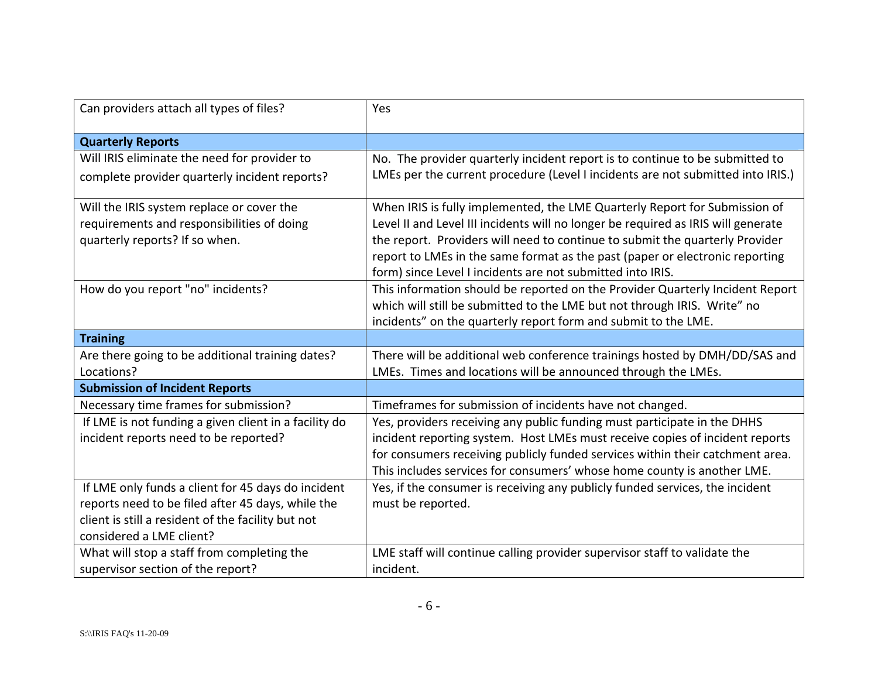| | |
|---|---|
| Can providers attach all types of files? | Yes |
| **Quarterly Reports** | |
| Will IRIS eliminate the need for provider to complete provider quarterly incident reports? | No. The provider quarterly incident report is to continue to be submitted to LMEs per the current procedure (Level I incidents are not submitted into IRIS.) |
| Will the IRIS system replace or cover the requirements and responsibilities of doing quarterly reports? If so when. | When IRIS is fully implemented, the LME Quarterly Report for Submission of Level II and Level III incidents will no longer be required as IRIS will generate the report. Providers will need to continue to submit the quarterly Provider report to LMEs in the same format as the past (paper or electronic reporting form) since Level I incidents are not submitted into IRIS. |
| How do you report "no" incidents? | This information should be reported on the Provider Quarterly Incident Report which will still be submitted to the LME but not through IRIS. Write" no incidents" on the quarterly report form and submit to the LME. |
| **Training** | |
| Are there going to be additional training dates? Locations? | There will be additional web conference trainings hosted by DMH/DD/SAS and LMEs. Times and locations will be announced through the LMEs. |
| **Submission of Incident Reports** | |
| Necessary time frames for submission? | Timeframes for submission of incidents have not changed. |
| If LME is not funding a given client in a facility do incident reports need to be reported? | Yes, providers receiving any public funding must participate in the DHHS incident reporting system. Host LMEs must receive copies of incident reports for consumers receiving publicly funded services within their catchment area. This includes services for consumers' whose home county is another LME. |
| If LME only funds a client for 45 days do incident reports need to be filed after 45 days, while the client is still a resident of the facility but not considered a LME client? | Yes, if the consumer is receiving any publicly funded services, the incident must be reported. |
| What will stop a staff from completing the supervisor section of the report? | LME staff will continue calling provider supervisor staff to validate the incident. |

S:\\IRIS FAQ's 11-20-09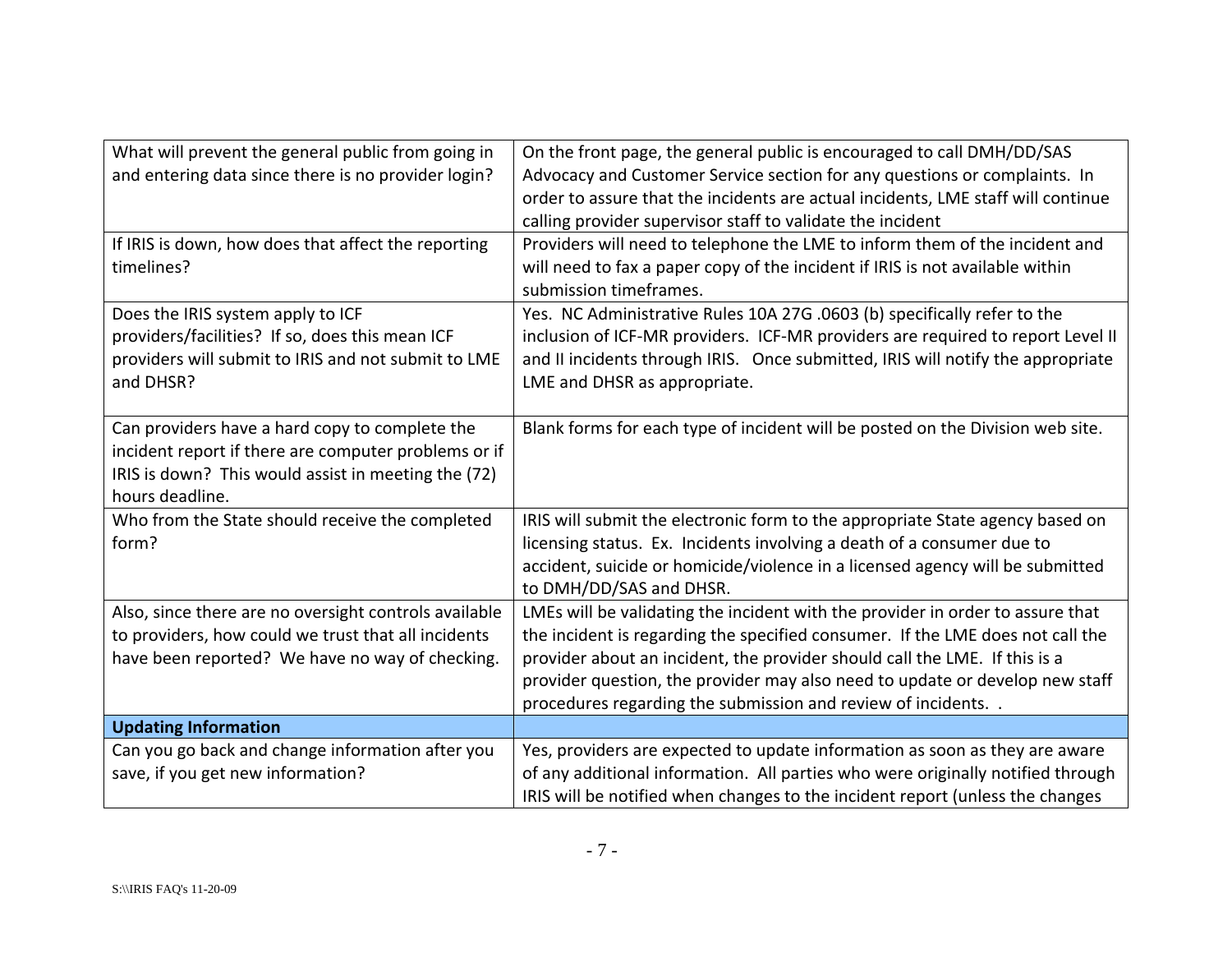| | |
|---|---|
| What will prevent the general public from going in and entering data since there is no provider login? | On the front page, the general public is encouraged to call DMH/DD/SAS Advocacy and Customer Service section for any questions or complaints. In order to assure that the incidents are actual incidents, LME staff will continue calling provider supervisor staff to validate the incident |
| If IRIS is down, how does that affect the reporting timelines? | Providers will need to telephone the LME to inform them of the incident and will need to fax a paper copy of the incident if IRIS is not available within submission timeframes. |
| Does the IRIS system apply to ICF providers/facilities? If so, does this mean ICF providers will submit to IRIS and not submit to LME and DHSR? | Yes. NC Administrative Rules 10A 27G .0603 (b) specifically refer to the inclusion of ICF-MR providers. ICF-MR providers are required to report Level II and II incidents through IRIS. Once submitted, IRIS will notify the appropriate LME and DHSR as appropriate. |
| Can providers have a hard copy to complete the incident report if there are computer problems or if IRIS is down? This would assist in meeting the (72) hours deadline. | Blank forms for each type of incident will be posted on the Division web site. |
| Who from the State should receive the completed form? | IRIS will submit the electronic form to the appropriate State agency based on licensing status. Ex. Incidents involving a death of a consumer due to accident, suicide or homicide/violence in a licensed agency will be submitted to DMH/DD/SAS and DHSR. |
| Also, since there are no oversight controls available to providers, how could we trust that all incidents have been reported? We have no way of checking. | LMEs will be validating the incident with the provider in order to assure that the incident is regarding the specified consumer. If the LME does not call the provider about an incident, the provider should call the LME. If this is a provider question, the provider may also need to update or develop new staff procedures regarding the submission and review of incidents. . |
| **Updating Information** | |
| Can you go back and change information after you save, if you get new information? | Yes, providers are expected to update information as soon as they are aware of any additional information. All parties who were originally notified through IRIS will be notified when changes to the incident report (unless the changes |

S:\\IRIS FAQ's 11-20-09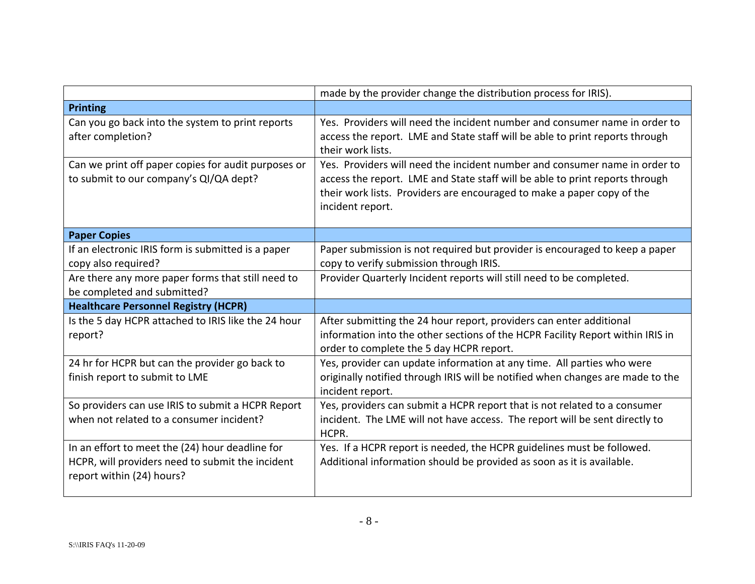| | |
|---|---|
| | made by the provider change the distribution process for IRIS). |
| **Printing** | |
| Can you go back into the system to print reports after completion? | Yes. Providers will need the incident number and consumer name in order to access the report. LME and State staff will be able to print reports through their work lists. |
| Can we print off paper copies for audit purposes or to submit to our company's QI/QA dept? | Yes. Providers will need the incident number and consumer name in order to access the report. LME and State staff will be able to print reports through their work lists. Providers are encouraged to make a paper copy of the incident report. |
| **Paper Copies** | |
| If an electronic IRIS form is submitted is a paper copy also required? | Paper submission is not required but provider is encouraged to keep a paper copy to verify submission through IRIS. |
| Are there any more paper forms that still need to be completed and submitted? | Provider Quarterly Incident reports will still need to be completed. |
| **Healthcare Personnel Registry (HCPR)** | |
| Is the 5 day HCPR attached to IRIS like the 24 hour report? | After submitting the 24 hour report, providers can enter additional information into the other sections of the HCPR Facility Report within IRIS in order to complete the 5 day HCPR report. |
| 24 hr for HCPR but can the provider go back to finish report to submit to LME | Yes, provider can update information at any time. All parties who were originally notified through IRIS will be notified when changes are made to the incident report. |
| So providers can use IRIS to submit a HCPR Report when not related to a consumer incident? | Yes, providers can submit a HCPR report that is not related to a consumer incident. The LME will not have access. The report will be sent directly to HCPR. |
| In an effort to meet the (24) hour deadline for HCPR, will providers need to submit the incident report within (24) hours? | Yes. If a HCPR report is needed, the HCPR guidelines must be followed. Additional information should be provided as soon as it is available. |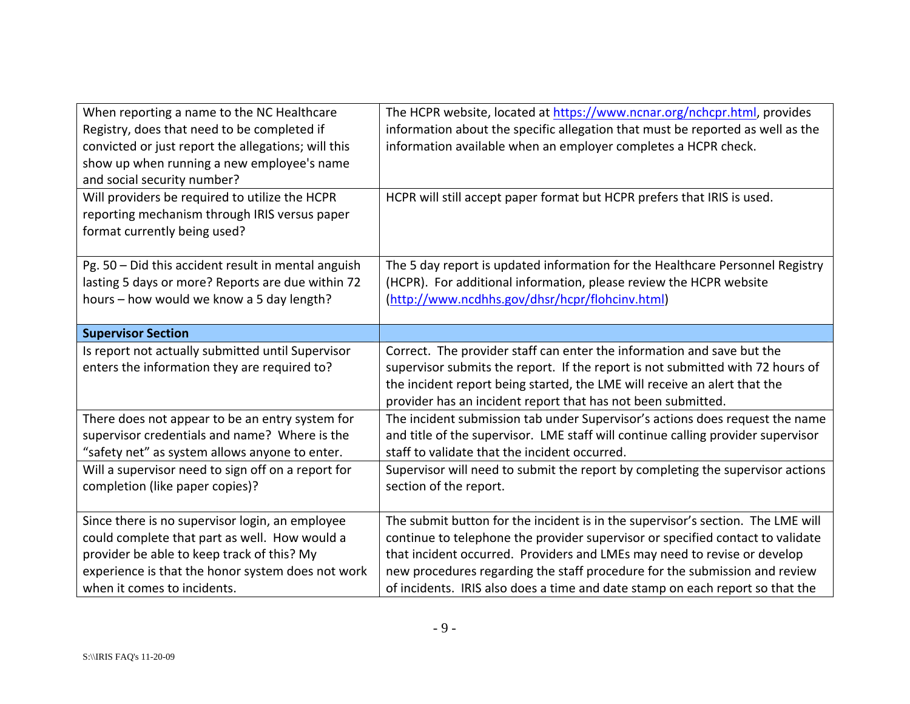| | |
|---|---|
| When reporting a name to the NC Healthcare Registry, does that need to be completed if convicted or just report the allegations; will this show up when running a new employee's name and social security number? | The HCPR website, located at [https://www.ncnar.org/nchcpr.html](https://www.ncnar.org/nchcpr.html), provides information about the specific allegation that must be reported as well as the information available when an employer completes a HCPR check. |
| Will providers be required to utilize the HCPR reporting mechanism through IRIS versus paper format currently being used? | HCPR will still accept paper format but HCPR prefers that IRIS is used. |
| Pg. 50 – Did this accident result in mental anguish lasting 5 days or more? Reports are due within 72 hours – how would we know a 5 day length? | The 5 day report is updated information for the Healthcare Personnel Registry (HCPR). For additional information, please review the HCPR website ([http://www.ncdhhs.gov/dhsr/hcpr/flohcinv.html](http://www.ncdhhs.gov/dhsr/hcpr/flohcinv.html)) |
| **Supervisor Section** | |
| Is report not actually submitted until Supervisor enters the information they are required to? | Correct. The provider staff can enter the information and save but the supervisor submits the report. If the report is not submitted with 72 hours of the incident report being started, the LME will receive an alert that the provider has an incident report that has not been submitted. |
| There does not appear to be an entry system for supervisor credentials and name? Where is the "safety net" as system allows anyone to enter. | The incident submission tab under Supervisor's actions does request the name and title of the supervisor. LME staff will continue calling provider supervisor staff to validate that the incident occurred. |
| Will a supervisor need to sign off on a report for completion (like paper copies)? | Supervisor will need to submit the report by completing the supervisor actions section of the report. |
| Since there is no supervisor login, an employee could complete that part as well. How would a provider be able to keep track of this? My experience is that the honor system does not work when it comes to incidents. | The submit button for the incident is in the supervisor's section. The LME will continue to telephone the provider supervisor or specified contact to validate that incident occurred. Providers and LMEs may need to revise or develop new procedures regarding the staff procedure for the submission and review of incidents. IRIS also does a time and date stamp on each report so that the |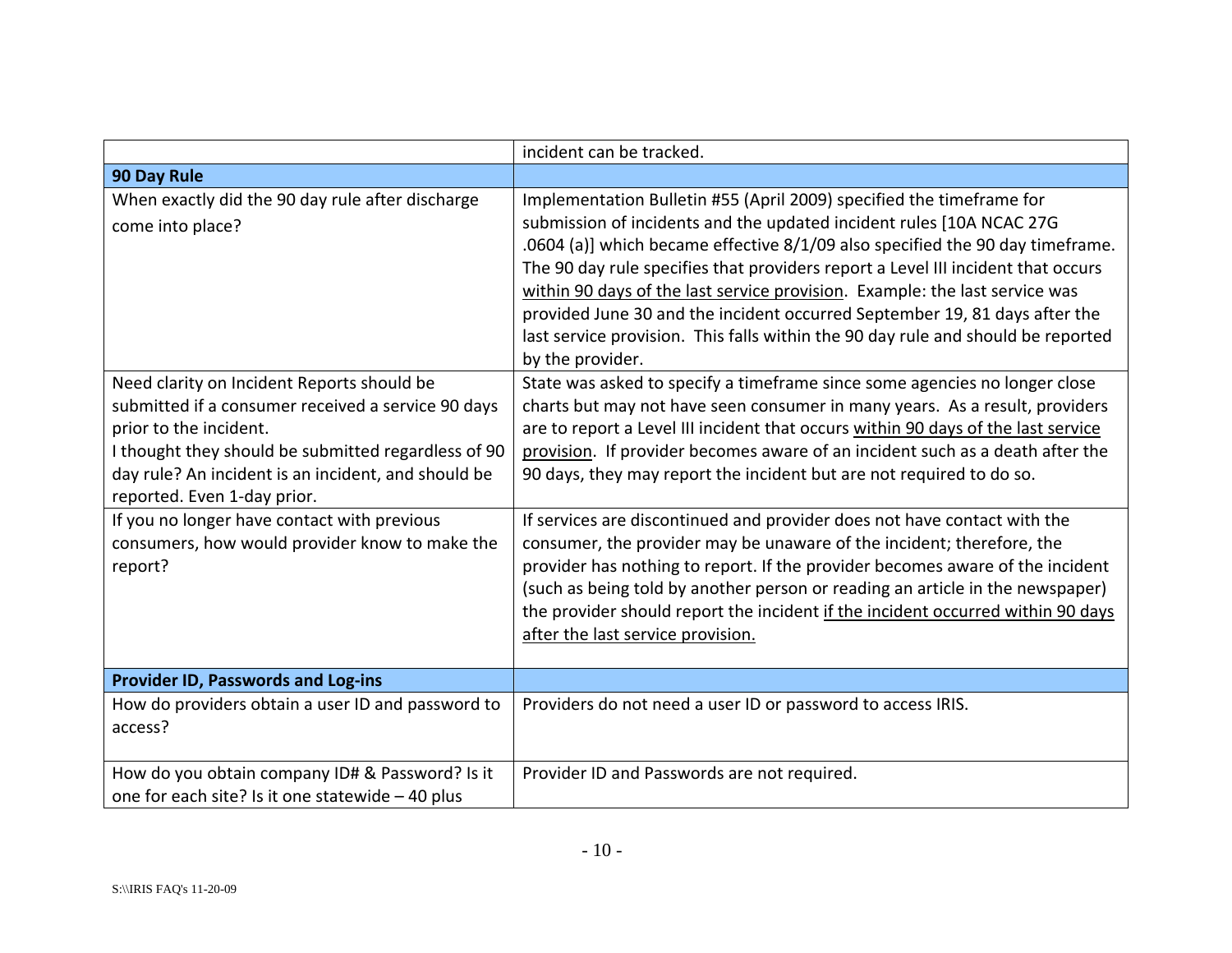| | |
|---|---|
| | incident can be tracked. |
| **90 Day Rule** | |
| When exactly did the 90 day rule after discharge come into place? | Implementation Bulletin #55 (April 2009) specified the timeframe for submission of incidents and the updated incident rules [10A NCAC 27G .0604 (a)] which became effective 8/1/09 also specified the 90 day timeframe. The 90 day rule specifies that providers report a Level III incident that occurs within 90 days of the last service provision. Example: the last service was provided June 30 and the incident occurred September 19, 81 days after the last service provision. This falls within the 90 day rule and should be reported by the provider. |
| Need clarity on Incident Reports should be submitted if a consumer received a service 90 days prior to the incident.<br>I thought they should be submitted regardless of 90 day rule? An incident is an incident, and should be reported. Even 1-day prior. | State was asked to specify a timeframe since some agencies no longer close charts but may not have seen consumer in many years. As a result, providers are to report a Level III incident that occurs within 90 days of the last service provision. If provider becomes aware of an incident such as a death after the 90 days, they may report the incident but are not required to do so. |
| If you no longer have contact with previous consumers, how would provider know to make the report? | If services are discontinued and provider does not have contact with the consumer, the provider may be unaware of the incident; therefore, the provider has nothing to report. If the provider becomes aware of the incident (such as being told by another person or reading an article in the newspaper) the provider should report the incident if the incident occurred within 90 days after the last service provision. |
| **Provider ID, Passwords and Log-ins** | |
| How do providers obtain a user ID and password to access? | Providers do not need a user ID or password to access IRIS. |
| How do you obtain company ID# & Password? Is it one for each site? Is it one statewide – 40 plus | Provider ID and Passwords are not required. |

S:\\IRIS FAQ's 11-20-09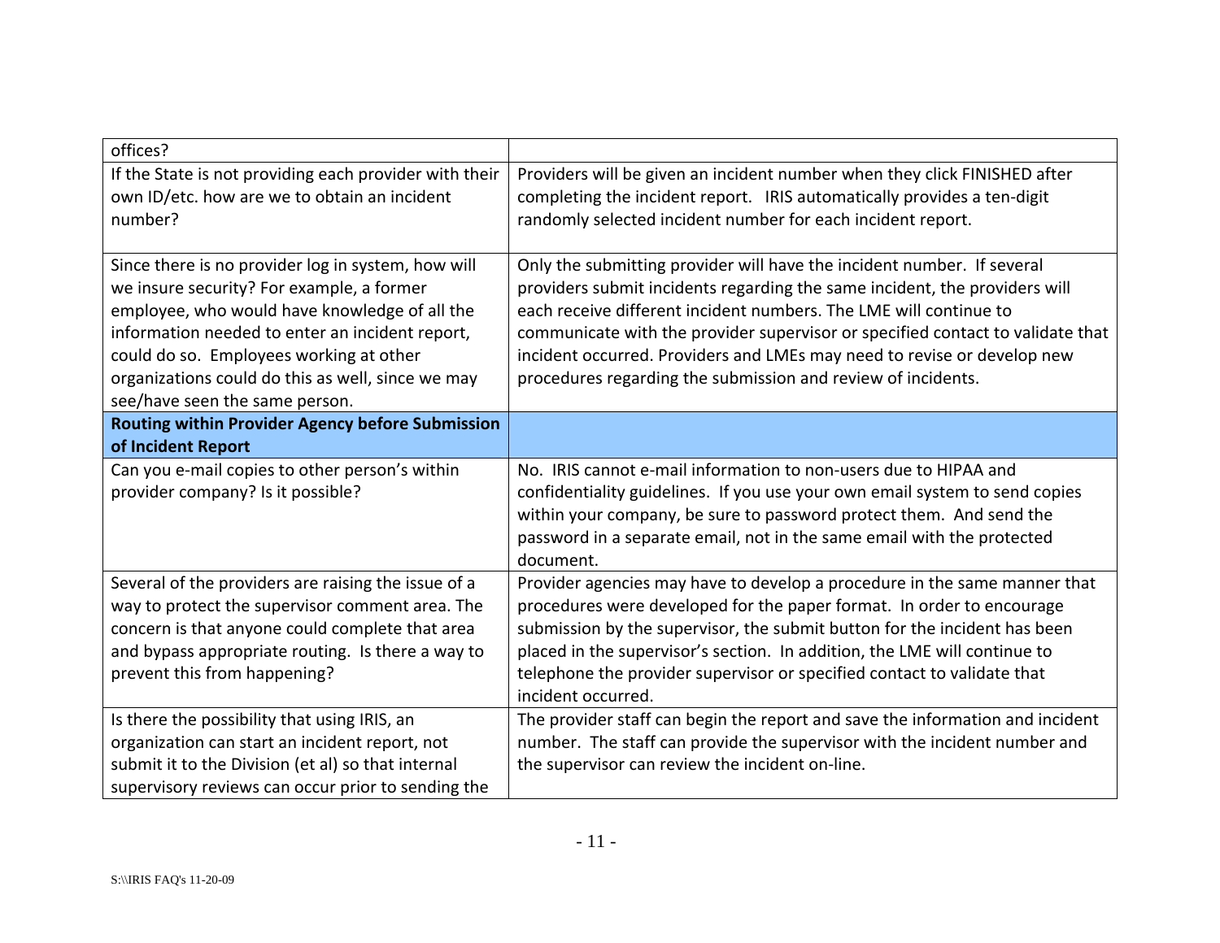| | |
|---|---|
| offices? | |
| If the State is not providing each provider with their own ID/etc. how are we to obtain an incident number? | Providers will be given an incident number when they click FINISHED after completing the incident report. IRIS automatically provides a ten-digit randomly selected incident number for each incident report. |
| Since there is no provider log in system, how will we insure security? For example, a former employee, who would have knowledge of all the information needed to enter an incident report, could do so. Employees working at other organizations could do this as well, since we may see/have seen the same person. | Only the submitting provider will have the incident number. If several providers submit incidents regarding the same incident, the providers will each receive different incident numbers. The LME will continue to communicate with the provider supervisor or specified contact to validate that incident occurred. Providers and LMEs may need to revise or develop new procedures regarding the submission and review of incidents. |
| **Routing within Provider Agency before Submission of Incident Report** | |
| Can you e-mail copies to other person's within provider company? Is it possible? | No. IRIS cannot e-mail information to non-users due to HIPAA and confidentiality guidelines. If you use your own email system to send copies within your company, be sure to password protect them. And send the password in a separate email, not in the same email with the protected document. |
| Several of the providers are raising the issue of a way to protect the supervisor comment area. The concern is that anyone could complete that area and bypass appropriate routing. Is there a way to prevent this from happening? | Provider agencies may have to develop a procedure in the same manner that procedures were developed for the paper format. In order to encourage submission by the supervisor, the submit button for the incident has been placed in the supervisor's section. In addition, the LME will continue to telephone the provider supervisor or specified contact to validate that incident occurred. |
| Is there the possibility that using IRIS, an organization can start an incident report, not submit it to the Division (et al) so that internal supervisory reviews can occur prior to sending the | The provider staff can begin the report and save the information and incident number. The staff can provide the supervisor with the incident number and the supervisor can review the incident on-line. |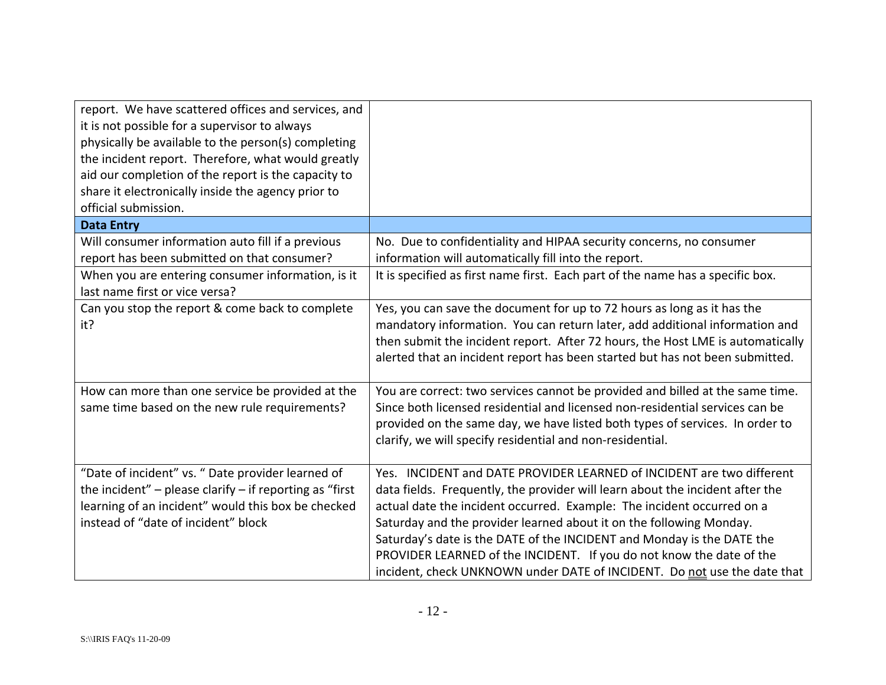| | |
|---|---|
| report. We have scattered offices and services, and it is not possible for a supervisor to always physically be available to the person(s) completing the incident report. Therefore, what would greatly aid our completion of the report is the capacity to share it electronically inside the agency prior to official submission. | |
| **Data Entry** | |
| Will consumer information auto fill if a previous report has been submitted on that consumer? | No. Due to confidentiality and HIPAA security concerns, no consumer information will automatically fill into the report. |
| When you are entering consumer information, is it last name first or vice versa? | It is specified as first name first. Each part of the name has a specific box. |
| Can you stop the report & come back to complete it? | Yes, you can save the document for up to 72 hours as long as it has the mandatory information. You can return later, add additional information and then submit the incident report. After 72 hours, the Host LME is automatically alerted that an incident report has been started but has not been submitted. |
| How can more than one service be provided at the same time based on the new rule requirements? | You are correct: two services cannot be provided and billed at the same time. Since both licensed residential and licensed non-residential services can be provided on the same day, we have listed both types of services. In order to clarify, we will specify residential and non-residential. |
| "Date of incident" vs. " Date provider learned of the incident" – please clarify – if reporting as "first learning of an incident" would this box be checked instead of "date of incident" block | Yes. INCIDENT and DATE PROVIDER LEARNED of INCIDENT are two different data fields. Frequently, the provider will learn about the incident after the actual date the incident occurred. Example: The incident occurred on a Saturday and the provider learned about it on the following Monday. Saturday's date is the DATE of the INCIDENT and Monday is the DATE the PROVIDER LEARNED of the INCIDENT. If you do not know the date of the incident, check UNKNOWN under DATE of INCIDENT. Do not use the date that |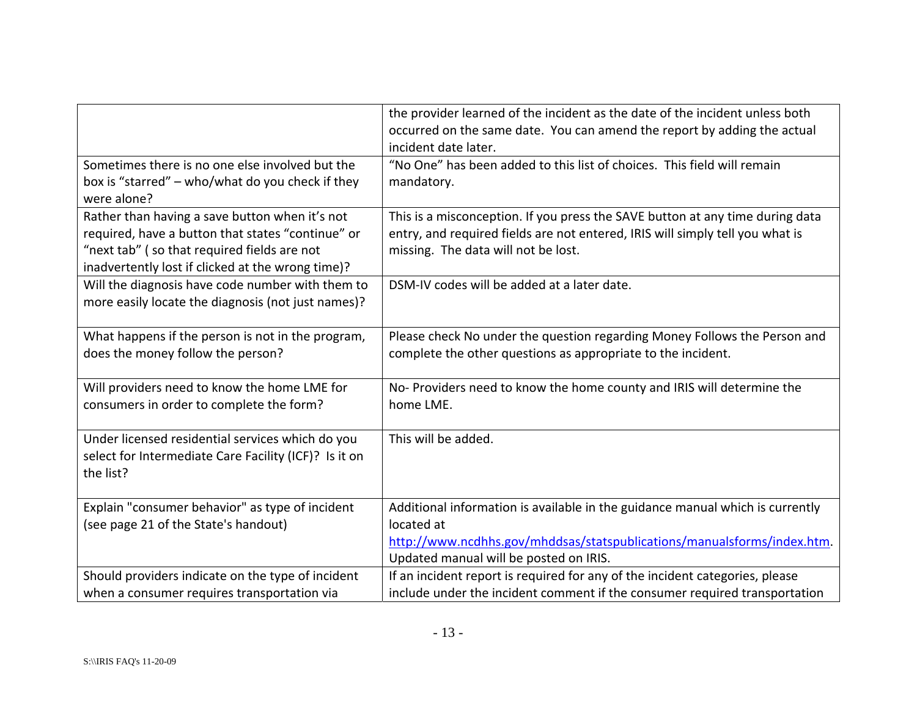| | |
|---|---|
| | the provider learned of the incident as the date of the incident unless both occurred on the same date. You can amend the report by adding the actual incident date later. |
| Sometimes there is no one else involved but the box is "starred" – who/what do you check if they were alone? | "No One" has been added to this list of choices. This field will remain mandatory. |
| Rather than having a save button when it's not required, have a button that states "continue" or "next tab" ( so that required fields are not inadvertently lost if clicked at the wrong time)? | This is a misconception. If you press the SAVE button at any time during data entry, and required fields are not entered, IRIS will simply tell you what is missing. The data will not be lost. |
| Will the diagnosis have code number with them to more easily locate the diagnosis (not just names)? | DSM-IV codes will be added at a later date. |
| What happens if the person is not in the program, does the money follow the person? | Please check No under the question regarding Money Follows the Person and complete the other questions as appropriate to the incident. |
| Will providers need to know the home LME for consumers in order to complete the form? | No- Providers need to know the home county and IRIS will determine the home LME. |
| Under licensed residential services which do you select for Intermediate Care Facility (ICF)? Is it on the list? | This will be added. |
| Explain "consumer behavior" as type of incident (see page 21 of the State's handout) | Additional information is available in the guidance manual which is currently located at http://www.ncdhhs.gov/mhddsas/statspublications/manualsforms/index.htm. Updated manual will be posted on IRIS. |
| Should providers indicate on the type of incident when a consumer requires transportation via | If an incident report is required for any of the incident categories, please include under the incident comment if the consumer required transportation |

S:\\IRIS FAQ's 11-20-09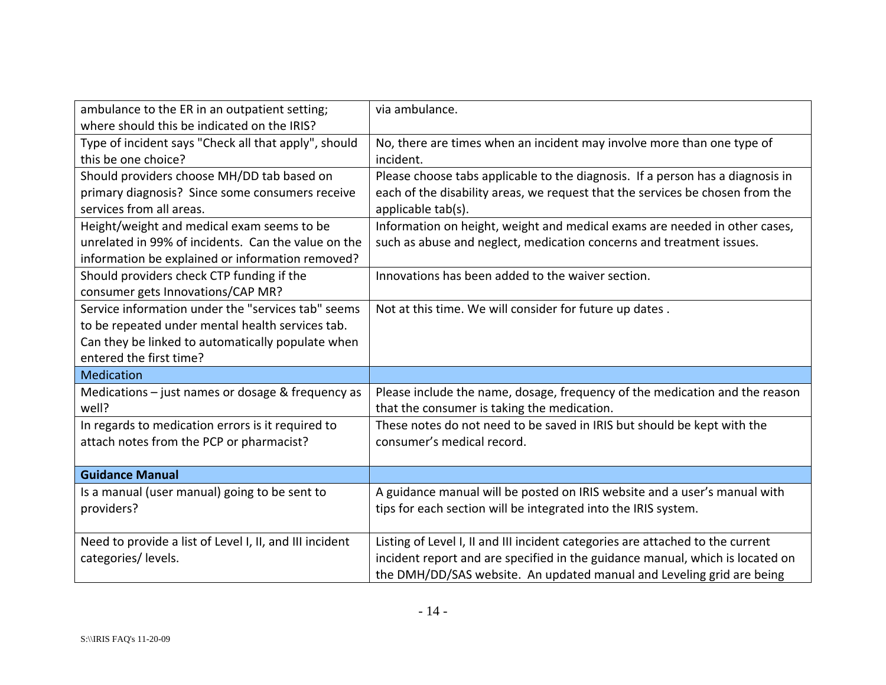| | |
|---|---|
| ambulance to the ER in an outpatient setting; where should this be indicated on the IRIS? | via ambulance. |
| Type of incident says "Check all that apply", should this be one choice? | No, there are times when an incident may involve more than one type of incident. |
| Should providers choose MH/DD tab based on primary diagnosis? Since some consumers receive services from all areas. | Please choose tabs applicable to the diagnosis. If a person has a diagnosis in each of the disability areas, we request that the services be chosen from the applicable tab(s). |
| Height/weight and medical exam seems to be unrelated in 99% of incidents. Can the value on the information be explained or information removed? | Information on height, weight and medical exams are needed in other cases, such as abuse and neglect, medication concerns and treatment issues. |
| Should providers check CTP funding if the consumer gets Innovations/CAP MR? | Innovations has been added to the waiver section. |
| Service information under the "services tab" seems to be repeated under mental health services tab. Can they be linked to automatically populate when entered the first time? | Not at this time. We will consider for future up dates . |
| Medication | |
| Medications – just names or dosage & frequency as well? | Please include the name, dosage, frequency of the medication and the reason that the consumer is taking the medication. |
| In regards to medication errors is it required to attach notes from the PCP or pharmacist? | These notes do not need to be saved in IRIS but should be kept with the consumer's medical record. |
| **Guidance Manual** | |
| Is a manual (user manual) going to be sent to providers? | A guidance manual will be posted on IRIS website and a user's manual with tips for each section will be integrated into the IRIS system. |
| Need to provide a list of Level I, II, and III incident categories/ levels. | Listing of Level I, II and III incident categories are attached to the current incident report and are specified in the guidance manual, which is located on the DMH/DD/SAS website. An updated manual and Leveling grid are being |

S:\\IRIS FAQ's 11-20-09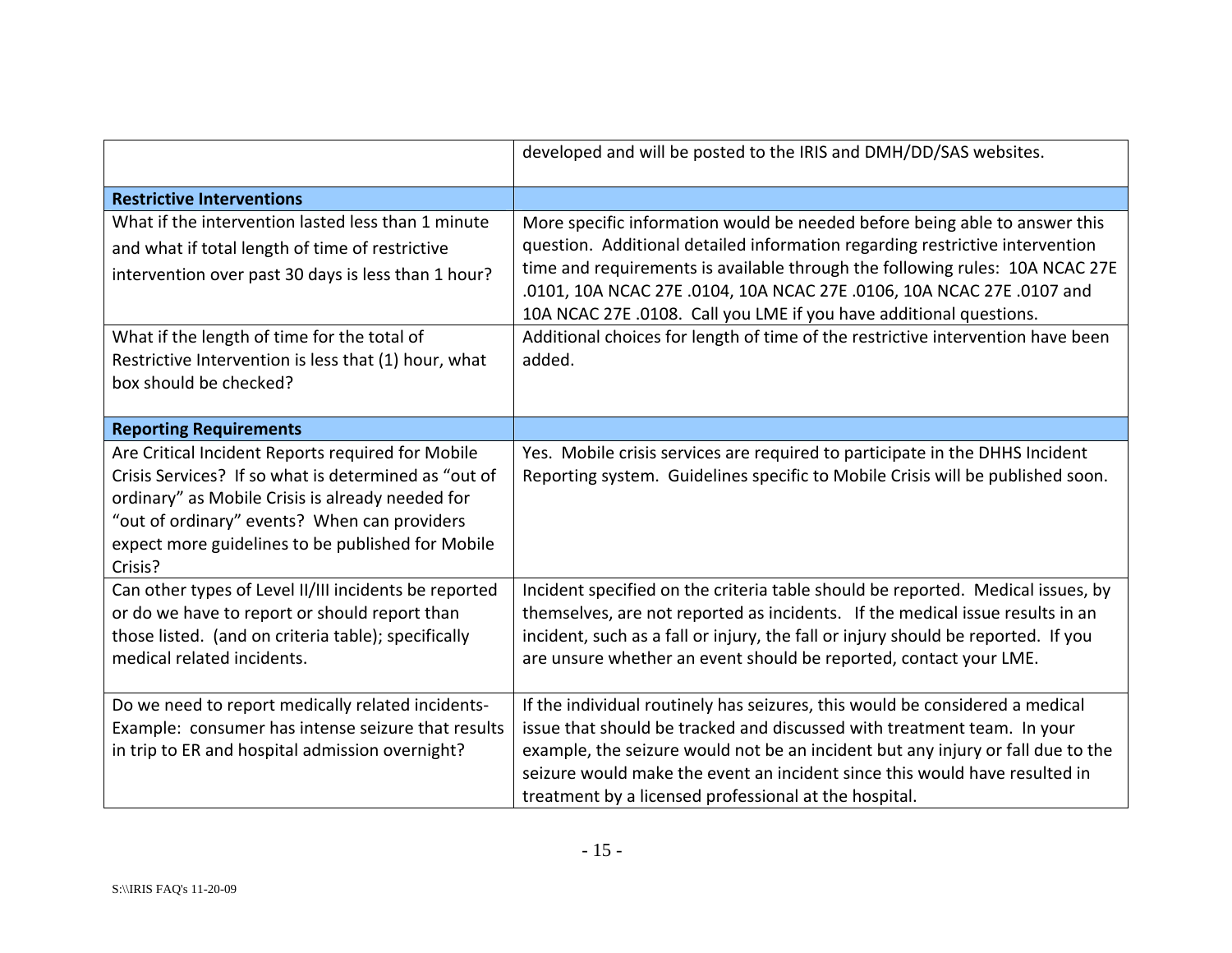| | |
|---|---|
| | developed and will be posted to the IRIS and DMH/DD/SAS websites. |
| **Restrictive Interventions** | |
| What if the intervention lasted less than 1 minute and what if total length of time of restrictive intervention over past 30 days is less than 1 hour? | More specific information would be needed before being able to answer this question. Additional detailed information regarding restrictive intervention time and requirements is available through the following rules: 10A NCAC 27E .0101, 10A NCAC 27E .0104, 10A NCAC 27E .0106, 10A NCAC 27E .0107 and 10A NCAC 27E .0108. Call you LME if you have additional questions. |
| What if the length of time for the total of Restrictive Intervention is less that (1) hour, what box should be checked? | Additional choices for length of time of the restrictive intervention have been added. |
| **Reporting Requirements** | |
| Are Critical Incident Reports required for Mobile Crisis Services? If so what is determined as "out of ordinary" as Mobile Crisis is already needed for "out of ordinary" events? When can providers expect more guidelines to be published for Mobile Crisis? | Yes. Mobile crisis services are required to participate in the DHHS Incident Reporting system. Guidelines specific to Mobile Crisis will be published soon. |
| Can other types of Level II/III incidents be reported or do we have to report or should report than those listed. (and on criteria table); specifically medical related incidents. | Incident specified on the criteria table should be reported. Medical issues, by themselves, are not reported as incidents. If the medical issue results in an incident, such as a fall or injury, the fall or injury should be reported. If you are unsure whether an event should be reported, contact your LME. |
| Do we need to report medically related incidents- Example: consumer has intense seizure that results in trip to ER and hospital admission overnight? | If the individual routinely has seizures, this would be considered a medical issue that should be tracked and discussed with treatment team. In your example, the seizure would not be an incident but any injury or fall due to the seizure would make the event an incident since this would have resulted in treatment by a licensed professional at the hospital. |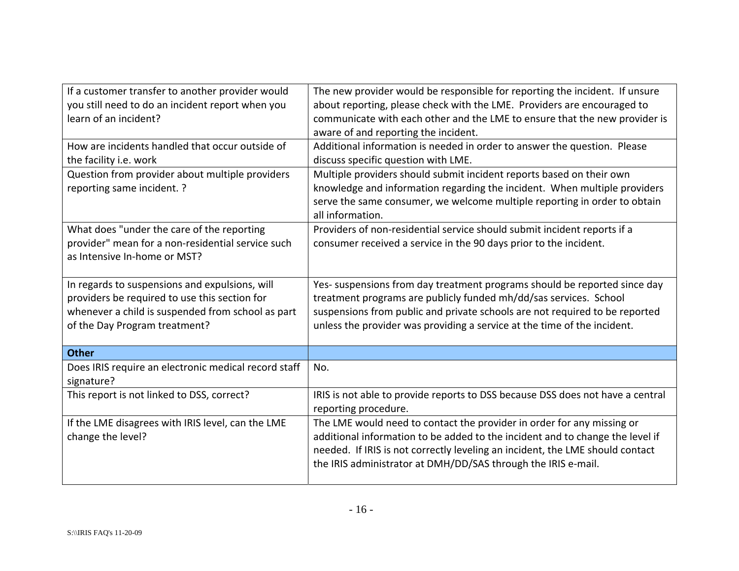| | |
|---|---|
| If a customer transfer to another provider would you still need to do an incident report when you learn of an incident? | The new provider would be responsible for reporting the incident. If unsure about reporting, please check with the LME. Providers are encouraged to communicate with each other and the LME to ensure that the new provider is aware of and reporting the incident. |
| How are incidents handled that occur outside of the facility i.e. work | Additional information is needed in order to answer the question. Please discuss specific question with LME. |
| Question from provider about multiple providers reporting same incident. ? | Multiple providers should submit incident reports based on their own knowledge and information regarding the incident. When multiple providers serve the same consumer, we welcome multiple reporting in order to obtain all information. |
| What does "under the care of the reporting provider" mean for a non-residential service such as Intensive In-home or MST? | Providers of non-residential service should submit incident reports if a consumer received a service in the 90 days prior to the incident. |
| In regards to suspensions and expulsions, will providers be required to use this section for whenever a child is suspended from school as part of the Day Program treatment? | Yes- suspensions from day treatment programs should be reported since day treatment programs are publicly funded mh/dd/sas services. School suspensions from public and private schools are not required to be reported unless the provider was providing a service at the time of the incident. |
| **Other** | |
| Does IRIS require an electronic medical record staff signature? | No. |
| This report is not linked to DSS, correct? | IRIS is not able to provide reports to DSS because DSS does not have a central reporting procedure. |
| If the LME disagrees with IRIS level, can the LME change the level? | The LME would need to contact the provider in order for any missing or additional information to be added to the incident and to change the level if needed. If IRIS is not correctly leveling an incident, the LME should contact the IRIS administrator at DMH/DD/SAS through the IRIS e-mail. |

S:\\IRIS FAQ's 11-20-09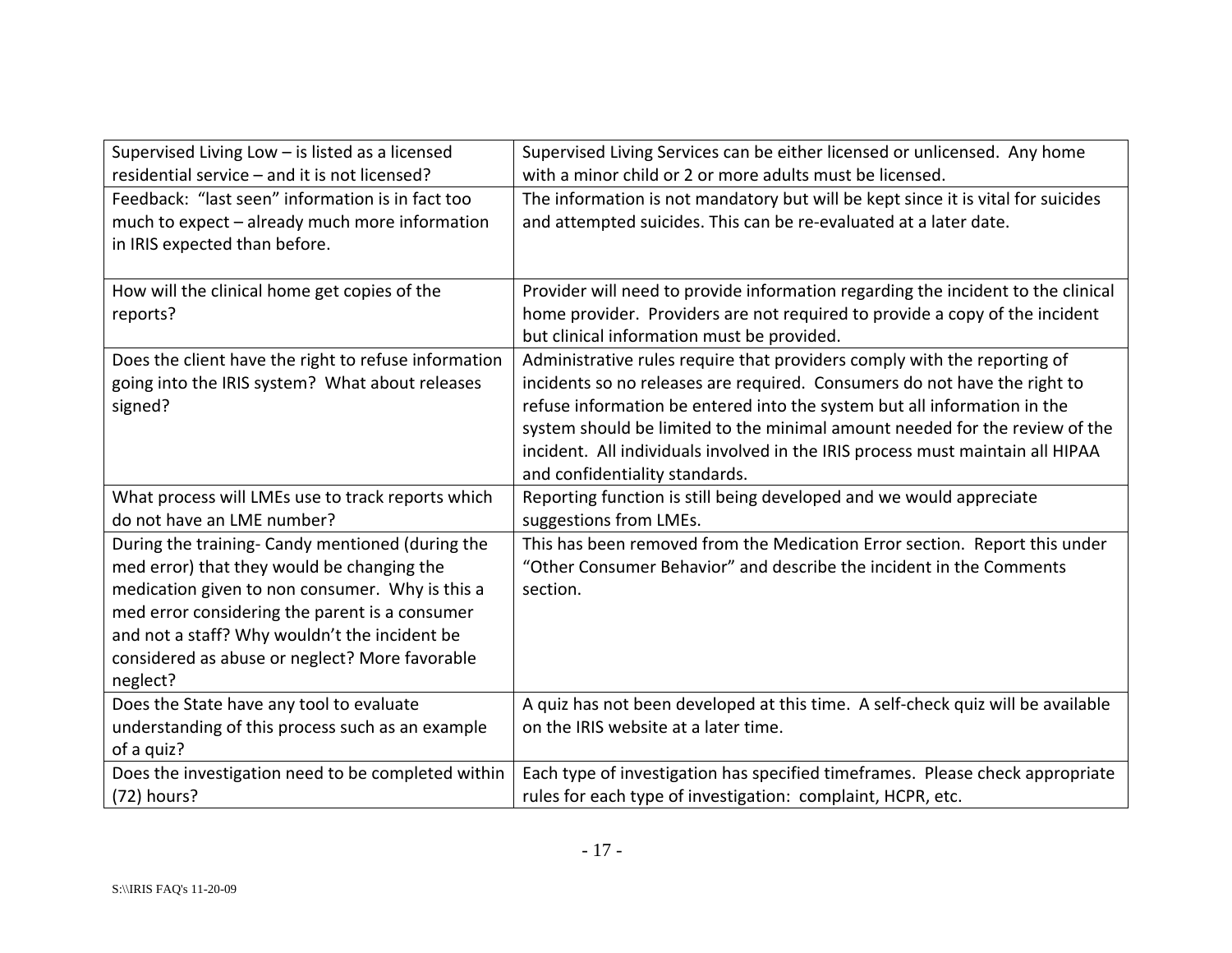| | |
|---|---|
| Supervised Living Low – is listed as a licensed residential service – and it is not licensed? | Supervised Living Services can be either licensed or unlicensed. Any home with a minor child or 2 or more adults must be licensed. |
| Feedback: "last seen" information is in fact too much to expect – already much more information in IRIS expected than before. | The information is not mandatory but will be kept since it is vital for suicides and attempted suicides. This can be re-evaluated at a later date. |
| How will the clinical home get copies of the reports? | Provider will need to provide information regarding the incident to the clinical home provider. Providers are not required to provide a copy of the incident but clinical information must be provided. |
| Does the client have the right to refuse information going into the IRIS system? What about releases signed? | Administrative rules require that providers comply with the reporting of incidents so no releases are required. Consumers do not have the right to refuse information be entered into the system but all information in the system should be limited to the minimal amount needed for the review of the incident. All individuals involved in the IRIS process must maintain all HIPAA and confidentiality standards. |
| What process will LMEs use to track reports which do not have an LME number? | Reporting function is still being developed and we would appreciate suggestions from LMEs. |
| During the training- Candy mentioned (during the med error) that they would be changing the medication given to non consumer. Why is this a med error considering the parent is a consumer and not a staff? Why wouldn't the incident be considered as abuse or neglect? More favorable neglect? | This has been removed from the Medication Error section. Report this under "Other Consumer Behavior" and describe the incident in the Comments section. |
| Does the State have any tool to evaluate understanding of this process such as an example of a quiz? | A quiz has not been developed at this time. A self-check quiz will be available on the IRIS website at a later time. |
| Does the investigation need to be completed within (72) hours? | Each type of investigation has specified timeframes. Please check appropriate rules for each type of investigation: complaint, HCPR, etc. |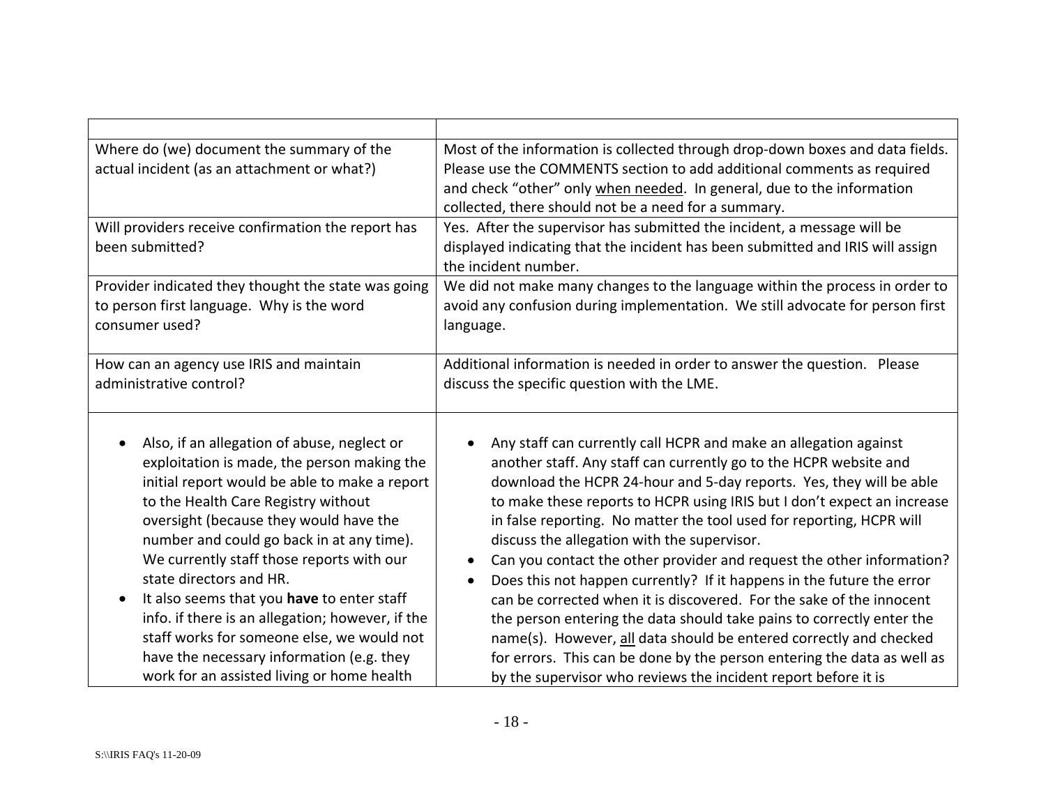| | |
|---|---|
| Where do (we) document the summary of the actual incident (as an attachment or what?) | Most of the information is collected through drop-down boxes and data fields. Please use the COMMENTS section to add additional comments as required and check "other" only <u>when needed</u>. In general, due to the information collected, there should not be a need for a summary. |
| Will providers receive confirmation the report has been submitted? | Yes. After the supervisor has submitted the incident, a message will be displayed indicating that the incident has been submitted and IRIS will assign the incident number. |
| Provider indicated they thought the state was going to person first language. Why is the word consumer used? | We did not make many changes to the language within the process in order to avoid any confusion during implementation. We still advocate for person first language. |
| How can an agency use IRIS and maintain administrative control? | Additional information is needed in order to answer the question. Please discuss the specific question with the LME. |
| • Also, if an allegation of abuse, neglect or exploitation is made, the person making the initial report would be able to make a report to the Health Care Registry without oversight (because they would have the number and could go back in at any time). We currently staff those reports with our state directors and HR.<br>• It also seems that you **have** to enter staff info. if there is an allegation; however, if the staff works for someone else, we would not have the necessary information (e.g. they work for an assisted living or home health | • Any staff can currently call HCPR and make an allegation against another staff. Any staff can currently go to the HCPR website and download the HCPR 24-hour and 5-day reports. Yes, they will be able to make these reports to HCPR using IRIS but I don't expect an increase in false reporting. No matter the tool used for reporting, HCPR will discuss the allegation with the supervisor.<br>• Can you contact the other provider and request the other information?<br>• Does this not happen currently? If it happens in the future the error can be corrected when it is discovered. For the sake of the innocent the person entering the data should take pains to correctly enter the name(s). However, <u>all</u> data should be entered correctly and checked for errors. This can be done by the person entering the data as well as by the supervisor who reviews the incident report before it is |

S:\\IRIS FAQ's 11-20-09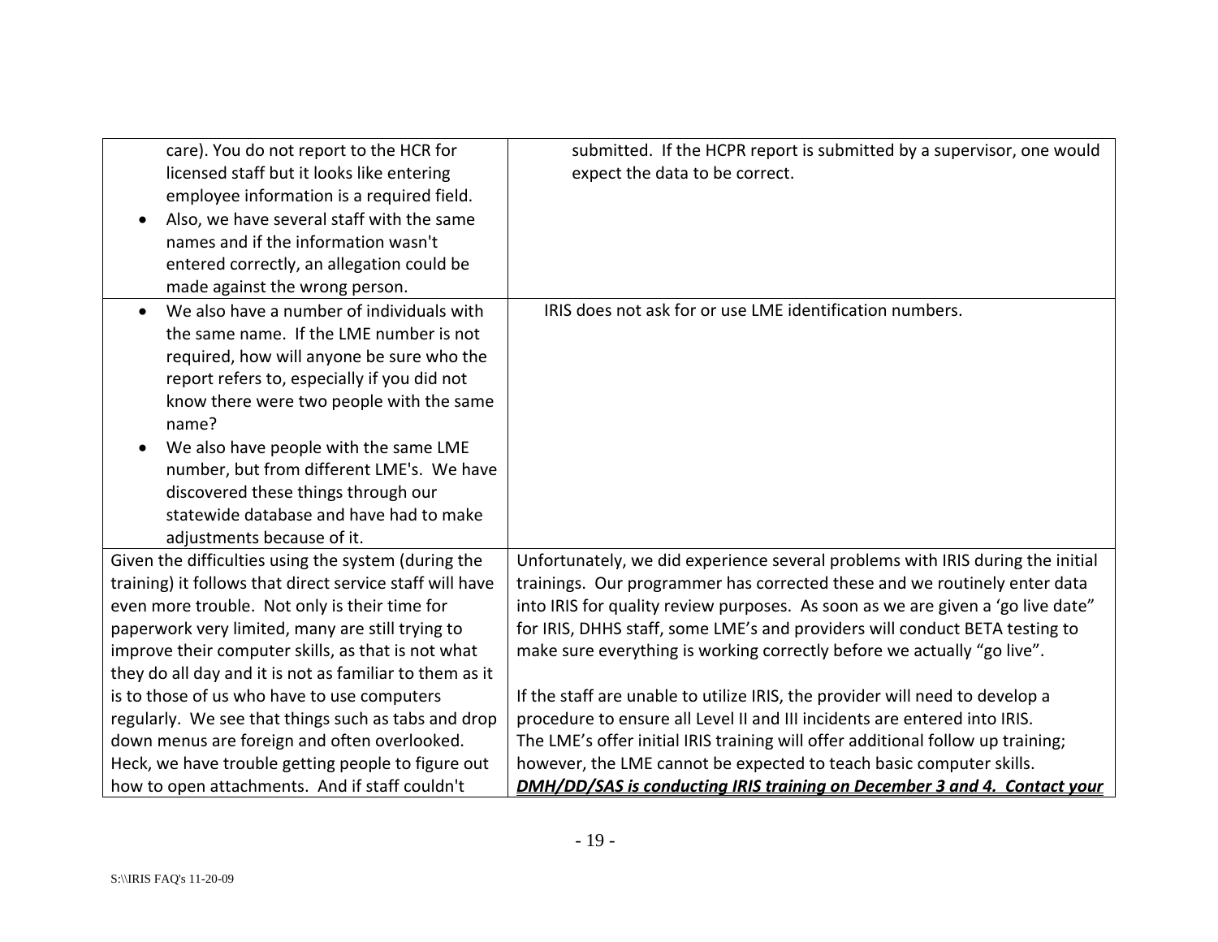| | |
|---|---|
| care). You do not report to the HCR for licensed staff but it looks like entering employee information is a required field.<br>• Also, we have several staff with the same names and if the information wasn't entered correctly, an allegation could be made against the wrong person. | submitted. If the HCPR report is submitted by a supervisor, one would expect the data to be correct. |
| • We also have a number of individuals with the same name. If the LME number is not required, how will anyone be sure who the report refers to, especially if you did not know there were two people with the same name?<br>• We also have people with the same LME number, but from different LME's. We have discovered these things through our statewide database and have had to make adjustments because of it. | IRIS does not ask for or use LME identification numbers. |
| Given the difficulties using the system (during the training) it follows that direct service staff will have even more trouble. Not only is their time for paperwork very limited, many are still trying to improve their computer skills, as that is not what they do all day and it is not as familiar to them as it is to those of us who have to use computers regularly. We see that things such as tabs and drop down menus are foreign and often overlooked. Heck, we have trouble getting people to figure out how to open attachments. And if staff couldn't | Unfortunately, we did experience several problems with IRIS during the initial trainings. Our programmer has corrected these and we routinely enter data into IRIS for quality review purposes. As soon as we are given a 'go live date" for IRIS, DHHS staff, some LME's and providers will conduct BETA testing to make sure everything is working correctly before we actually "go live".<br><br>If the staff are unable to utilize IRIS, the provider will need to develop a procedure to ensure all Level II and III incidents are entered into IRIS. The LME's offer initial IRIS training will offer additional follow up training; however, the LME cannot be expected to teach basic computer skills. ***<u>DMH/DD/SAS is conducting IRIS training on December 3 and 4. Contact your</u>*** |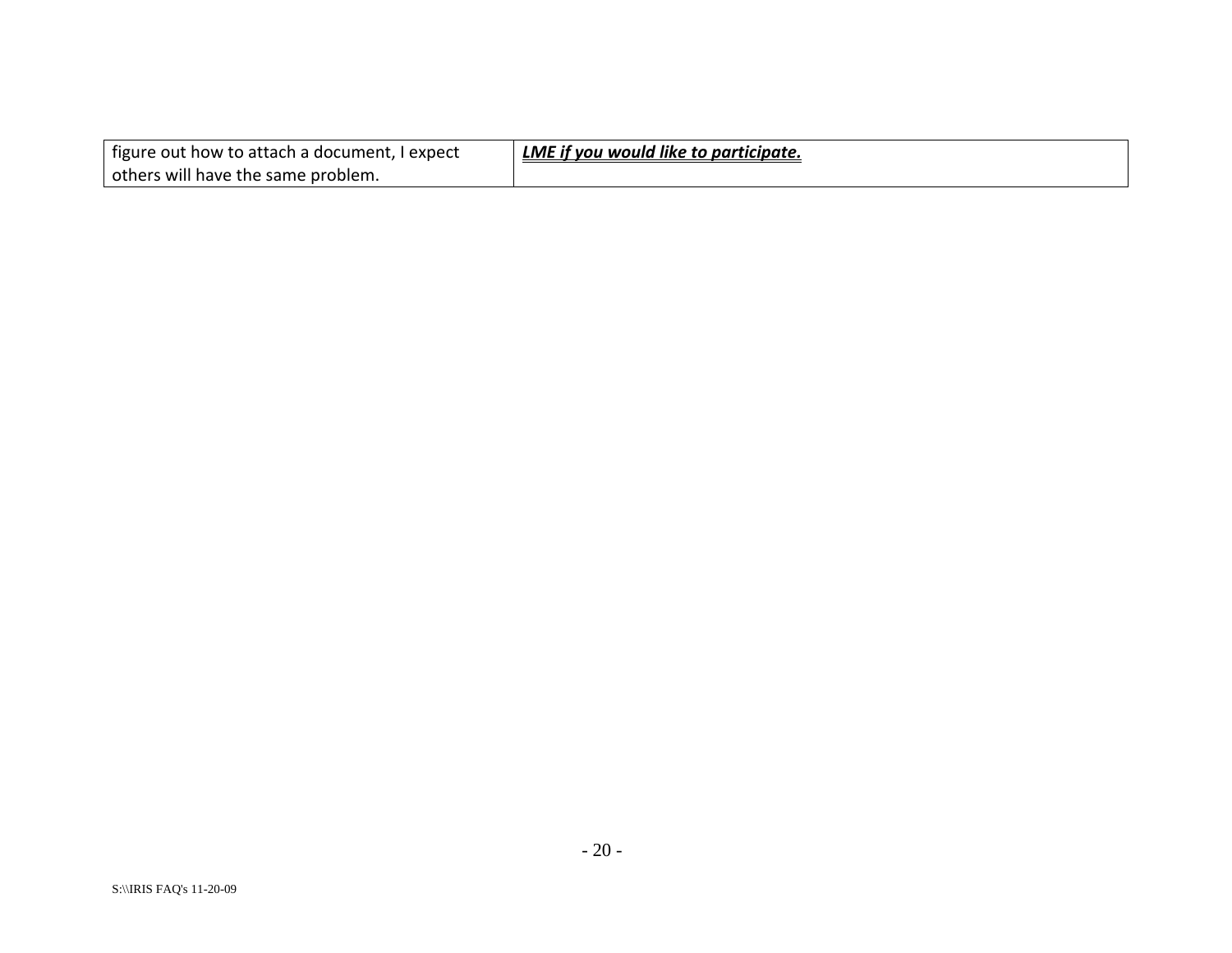| | |
|---|---|
| figure out how to attach a document, I expect others will have the same problem. | ***LME if you would like to participate.*** |

S:\\IRIS FAQ's 11-20-09